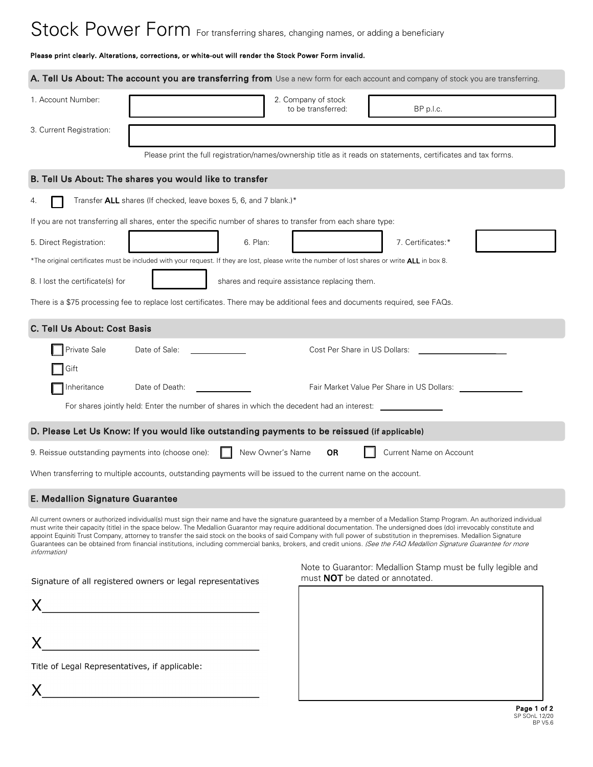# Stock Power Form For transferring shares, changing names, or adding a beneficiary

**Please print clearly. Alterations, corrections, or white-out will render the Stock Power Form invalid.**

## A. Tell Us About: The account you are transferring from

Use a new form for each account and company of stock you are transferring.

1. Account Number: ____________

2. Company of stock to be transferred: BP p.l.c.

3. Current Registration: ____________

Please print the full registration/names/ownership title as it reads on statements, certificates and tax forms.

## B. Tell Us About: The shares you would like to transfer

4. ☐ Transfer **ALL** shares (If checked, leave boxes 5, 6, and 7 blank.)*

If you are not transferring all shares, enter the specific number of shares to transfer from each share type:

5. Direct Registration: ____________ 6. Plan: ____________ 7. Certificates:* ____________

*The original certificates must be included with your request. If they are lost, please write the number of lost shares or write **ALL** in box 8.

8. I lost the certificate(s) for ____________ shares and require assistance replacing them.

There is a $75 processing fee to replace lost certificates. There may be additional fees and documents required, see FAQs.

## C. Tell Us About: Cost Basis

☐ Private Sale Date of Sale: ____________ Cost Per Share in US Dollars: ____________

☐ Gift

☐ Inheritance Date of Death: ____________ Fair Market Value Per Share in US Dollars: ____________

For shares jointly held: Enter the number of shares in which the decedent had an interest: ____________

## D. Please Let Us Know: If you would like outstanding payments to be reissued (if applicable)

9. Reissue outstanding payments into (choose one): ☐ New Owner's Name **OR** ☐ Current Name on Account

When transferring to multiple accounts, outstanding payments will be issued to the current name on the account.

## E. Medallion Signature Guarantee

All current owners or authorized individual(s) must sign their name and have the signature guaranteed by a member of a Medallion Stamp Program. An authorized individual must write their capacity (title) in the space below. The Medallion Guarantor may require additional documentation. The undersigned does (do) irrevocably constitute and appoint Equiniti Trust Company, attorney to transfer the said stock on the books of said Company with full power of substitution in the premises. Medallion Signature Guarantees can be obtained from financial institutions, including commercial banks, brokers, and credit unions. *(See the FAQ Medallion Signature Guarantee for more information)*

Signature of all registered owners or legal representatives

X____________________________

X____________________________

Title of Legal Representatives, if applicable:

X____________________________

Note to Guarantor: Medallion Stamp must be fully legible and must **NOT** be dated or annotated.

SP SOnL 12/20
BP V5.6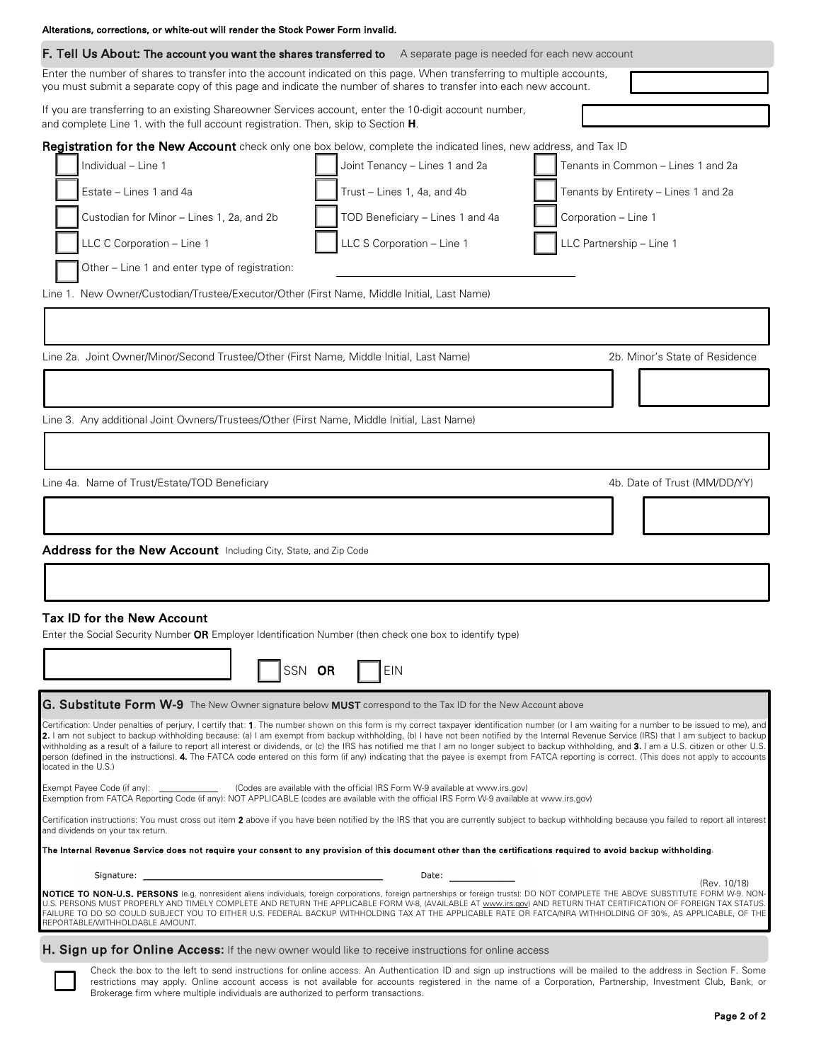**Alterations, corrections, or white-out will render the Stock Power Form invalid.**

## F. Tell Us About: The account you want the shares transferred to
A separate page is needed for each new account

Enter the number of shares to transfer into the account indicated on this page. When transferring to multiple accounts, you must submit a separate copy of this page and indicate the number of shares to transfer into each new account.

If you are transferring to an existing Shareowner Services account, enter the 10-digit account number, and complete Line 1. with the full account registration. Then, skip to Section **H**.

### Registration for the New Account
check only one box below, complete the indicated lines, new address, and Tax ID

- ☐ Individual – Line 1
- ☐ Joint Tenancy – Lines 1 and 2a
- ☐ Tenants in Common – Lines 1 and 2a
- ☐ Estate – Lines 1 and 4a
- ☐ Trust – Lines 1, 4a, and 4b
- ☐ Tenants by Entirety – Lines 1 and 2a
- ☐ Custodian for Minor – Lines 1, 2a, and 2b
- ☐ TOD Beneficiary – Lines 1 and 4a
- ☐ Corporation – Line 1
- ☐ LLC C Corporation – Line 1
- ☐ LLC S Corporation – Line 1
- ☐ LLC Partnership – Line 1
- ☐ Other – Line 1 and enter type of registration: ______________

Line 1. New Owner/Custodian/Trustee/Executor/Other (First Name, Middle Initial, Last Name)

Line 2a. Joint Owner/Minor/Second Trustee/Other (First Name, Middle Initial, Last Name) 2b. Minor's State of Residence

Line 3. Any additional Joint Owners/Trustees/Other (First Name, Middle Initial, Last Name)

Line 4a. Name of Trust/Estate/TOD Beneficiary 4b. Date of Trust (MM/DD/YY)

### Address for the New Account
Including City, State, and Zip Code

### Tax ID for the New Account
Enter the Social Security Number **OR** Employer Identification Number (then check one box to identify type)

☐ SSN **OR** ☐ EIN

## G. Substitute Form W-9
The New Owner signature below **MUST** correspond to the Tax ID for the New Account above

Certification: Under penalties of perjury, I certify that: **1**. The number shown on this form is my correct taxpayer identification number (or I am waiting for a number to be issued to me), and **2.** I am not subject to backup withholding because: (a) I am exempt from backup withholding, (b) I have not been notified by the Internal Revenue Service (IRS) that I am subject to backup withholding as a result of a failure to report all interest or dividends, or (c) the IRS has notified me that I am no longer subject to backup withholding, and **3.** I am a U.S. citizen or other U.S. person (defined in the instructions). **4.** The FATCA code entered on this form (if any) indicating that the payee is exempt from FATCA reporting is correct. (This does not apply to accounts located in the U.S.)

Exempt Payee Code (if any): ________ (Codes are available with the official IRS Form W-9 available at www.irs.gov)
Exemption from FATCA Reporting Code (if any): NOT APPLICABLE (codes are available with the official IRS Form W-9 available at www.irs.gov)

Certification instructions: You must cross out item **2** above if you have been notified by the IRS that you are currently subject to backup withholding because you failed to report all interest and dividends on your tax return.

**The Internal Revenue Service does not require your consent to any provision of this document other than the certifications required to avoid backup withholding.**

Signature: ______________________________ Date: __________

(Rev. 10/18)

**NOTICE TO NON-U.S. PERSONS** (e.g. nonresident aliens individuals, foreign corporations, foreign partnerships or foreign trusts): DO NOT COMPLETE THE ABOVE SUBSTITUTE FORM W-9. NON-U.S. PERSONS MUST PROPERLY AND TIMELY COMPLETE AND RETURN THE APPLICABLE FORM W-8, (AVAILABLE AT www.irs.gov) AND RETURN THAT CERTIFICATION OF FOREIGN TAX STATUS. FAILURE TO DO SO COULD SUBJECT YOU TO EITHER U.S. FEDERAL BACKUP WITHHOLDING TAX AT THE APPLICABLE RATE OR FATCA/NRA WITHHOLDING OF 30%, AS APPLICABLE, OF THE REPORTABLE/WITHHOLDABLE AMOUNT.

## H. Sign up for Online Access:
If the new owner would like to receive instructions for online access

☐ Check the box to the left to send instructions for online access. An Authentication ID and sign up instructions will be mailed to the address in Section F. Some restrictions may apply. Online account access is not available for accounts registered in the name of a Corporation, Partnership, Investment Club, Bank, or Brokerage firm where multiple individuals are authorized to perform transactions.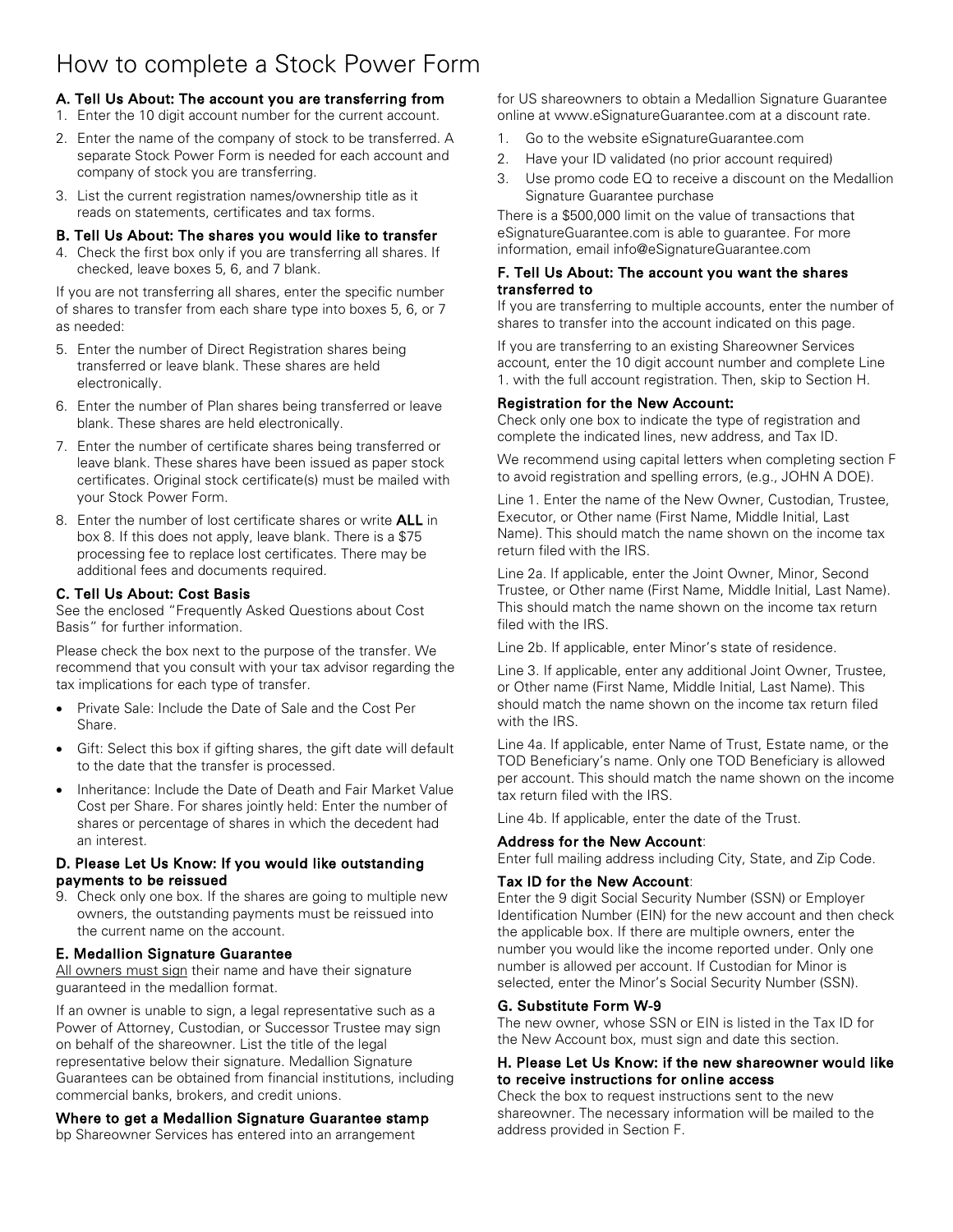# How to complete a Stock Power Form

### A. Tell Us About: The account you are transferring from

1. Enter the 10 digit account number for the current account.
2. Enter the name of the company of stock to be transferred. A separate Stock Power Form is needed for each account and company of stock you are transferring.
3. List the current registration names/ownership title as it reads on statements, certificates and tax forms.

### B. Tell Us About: The shares you would like to transfer

4. Check the first box only if you are transferring all shares. If checked, leave boxes 5, 6, and 7 blank.

If you are not transferring all shares, enter the specific number of shares to transfer from each share type into boxes 5, 6, or 7 as needed:

5. Enter the number of Direct Registration shares being transferred or leave blank. These shares are held electronically.
6. Enter the number of Plan shares being transferred or leave blank. These shares are held electronically.
7. Enter the number of certificate shares being transferred or leave blank. These shares have been issued as paper stock certificates. Original stock certificate(s) must be mailed with your Stock Power Form.
8. Enter the number of lost certificate shares or write **ALL** in box 8. If this does not apply, leave blank. There is a $75 processing fee to replace lost certificates. There may be additional fees and documents required.

### C. Tell Us About: Cost Basis

See the enclosed "Frequently Asked Questions about Cost Basis" for further information.

Please check the box next to the purpose of the transfer. We recommend that you consult with your tax advisor regarding the tax implications for each type of transfer.

- Private Sale: Include the Date of Sale and the Cost Per Share.
- Gift: Select this box if gifting shares, the gift date will default to the date that the transfer is processed.
- Inheritance: Include the Date of Death and Fair Market Value Cost per Share. For shares jointly held: Enter the number of shares or percentage of shares in which the decedent had an interest.

### D. Please Let Us Know: If you would like outstanding payments to be reissued

9. Check only one box. If the shares are going to multiple new owners, the outstanding payments must be reissued into the current name on the account.

### E. Medallion Signature Guarantee

All owners must sign their name and have their signature guaranteed in the medallion format.

If an owner is unable to sign, a legal representative such as a Power of Attorney, Custodian, or Successor Trustee may sign on behalf of the shareowner. List the title of the legal representative below their signature. Medallion Signature Guarantees can be obtained from financial institutions, including commercial banks, brokers, and credit unions.

#### Where to get a Medallion Signature Guarantee stamp

bp Shareowner Services has entered into an arrangement for US shareowners to obtain a Medallion Signature Guarantee online at www.eSignatureGuarantee.com at a discount rate.

1. Go to the website eSignatureGuarantee.com
2. Have your ID validated (no prior account required)
3. Use promo code EQ to receive a discount on the Medallion Signature Guarantee purchase

There is a $500,000 limit on the value of transactions that eSignatureGuarantee.com is able to guarantee. For more information, email info@eSignatureGuarantee.com

### F. Tell Us About: The account you want the shares transferred to

If you are transferring to multiple accounts, enter the number of shares to transfer into the account indicated on this page.

If you are transferring to an existing Shareowner Services account, enter the 10 digit account number and complete Line 1. with the full account registration. Then, skip to Section H.

#### Registration for the New Account:

Check only one box to indicate the type of registration and complete the indicated lines, new address, and Tax ID.

We recommend using capital letters when completing section F to avoid registration and spelling errors, (e.g., JOHN A DOE).

Line 1. Enter the name of the New Owner, Custodian, Trustee, Executor, or Other name (First Name, Middle Initial, Last Name). This should match the name shown on the income tax return filed with the IRS.

Line 2a. If applicable, enter the Joint Owner, Minor, Second Trustee, or Other name (First Name, Middle Initial, Last Name). This should match the name shown on the income tax return filed with the IRS.

Line 2b. If applicable, enter Minor's state of residence.

Line 3. If applicable, enter any additional Joint Owner, Trustee, or Other name (First Name, Middle Initial, Last Name). This should match the name shown on the income tax return filed with the IRS.

Line 4a. If applicable, enter Name of Trust, Estate name, or the TOD Beneficiary's name. Only one TOD Beneficiary is allowed per account. This should match the name shown on the income tax return filed with the IRS.

Line 4b. If applicable, enter the date of the Trust.

#### Address for the New Account:

Enter full mailing address including City, State, and Zip Code.

#### Tax ID for the New Account:

Enter the 9 digit Social Security Number (SSN) or Employer Identification Number (EIN) for the new account and then check the applicable box. If there are multiple owners, enter the number you would like the income reported under. Only one number is allowed per account. If Custodian for Minor is selected, enter the Minor's Social Security Number (SSN).

### G. Substitute Form W-9

The new owner, whose SSN or EIN is listed in the Tax ID for the New Account box, must sign and date this section.

### H. Please Let Us Know: if the new shareowner would like to receive instructions for online access

Check the box to request instructions sent to the new shareowner. The necessary information will be mailed to the address provided in Section F.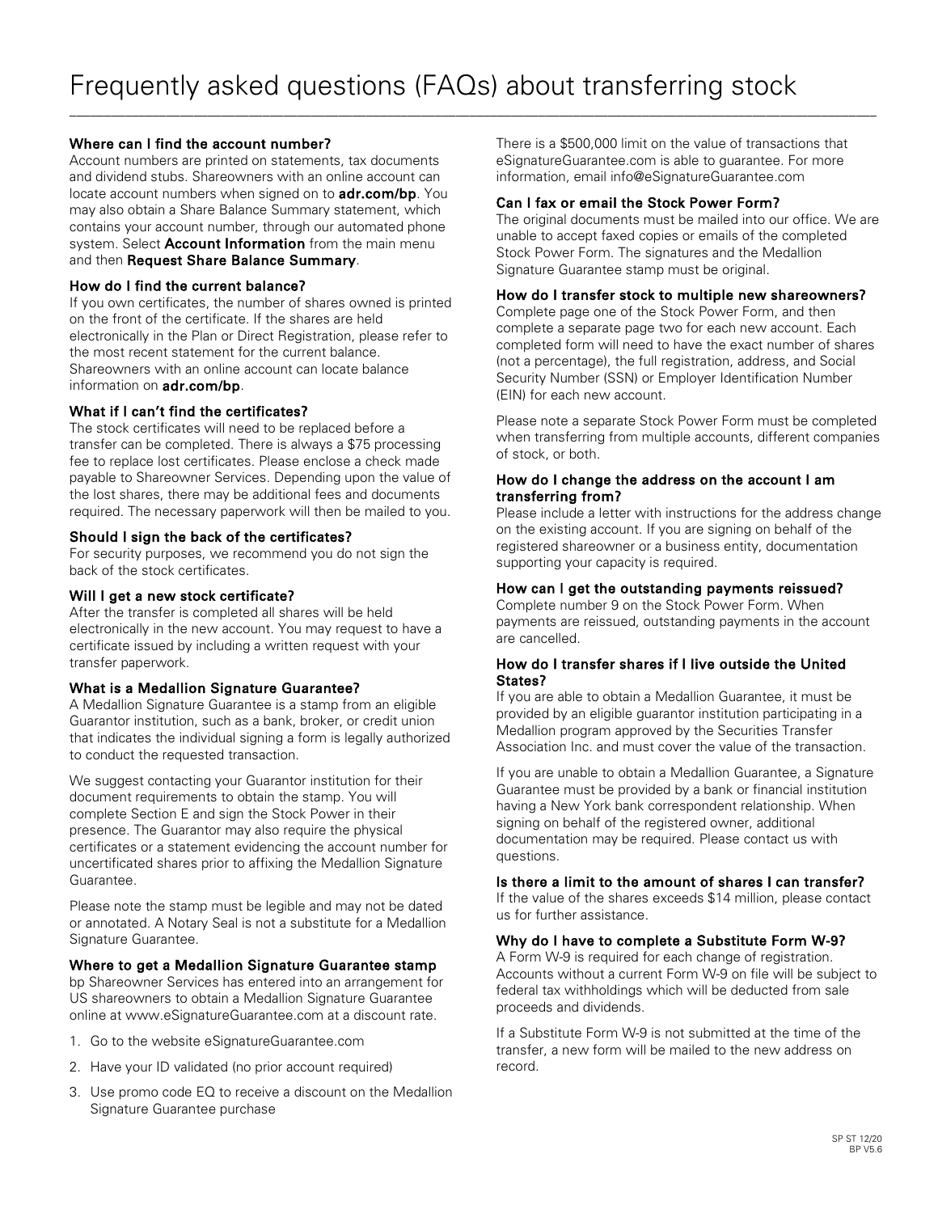# Frequently asked questions (FAQs) about transferring stock

### Where can I find the account number?

Account numbers are printed on statements, tax documents and dividend stubs. Shareowners with an online account can locate account numbers when signed on to **adr.com/bp**. You may also obtain a Share Balance Summary statement, which contains your account number, through our automated phone system. Select **Account Information** from the main menu and then **Request Share Balance Summary**.

### How do I find the current balance?

If you own certificates, the number of shares owned is printed on the front of the certificate. If the shares are held electronically in the Plan or Direct Registration, please refer to the most recent statement for the current balance. Shareowners with an online account can locate balance information on **adr.com/bp**.

### What if I can't find the certificates?

The stock certificates will need to be replaced before a transfer can be completed. There is always a $75 processing fee to replace lost certificates. Please enclose a check made payable to Shareowner Services. Depending upon the value of the lost shares, there may be additional fees and documents required. The necessary paperwork will then be mailed to you.

### Should I sign the back of the certificates?

For security purposes, we recommend you do not sign the back of the stock certificates.

### Will I get a new stock certificate?

After the transfer is completed all shares will be held electronically in the new account. You may request to have a certificate issued by including a written request with your transfer paperwork.

### What is a Medallion Signature Guarantee?

A Medallion Signature Guarantee is a stamp from an eligible Guarantor institution, such as a bank, broker, or credit union that indicates the individual signing a form is legally authorized to conduct the requested transaction.

We suggest contacting your Guarantor institution for their document requirements to obtain the stamp. You will complete Section E and sign the Stock Power in their presence. The Guarantor may also require the physical certificates or a statement evidencing the account number for uncertificated shares prior to affixing the Medallion Signature Guarantee.

Please note the stamp must be legible and may not be dated or annotated. A Notary Seal is not a substitute for a Medallion Signature Guarantee.

### Where to get a Medallion Signature Guarantee stamp

bp Shareowner Services has entered into an arrangement for US shareowners to obtain a Medallion Signature Guarantee online at www.eSignatureGuarantee.com at a discount rate.

1. Go to the website eSignatureGuarantee.com
2. Have your ID validated (no prior account required)
3. Use promo code EQ to receive a discount on the Medallion Signature Guarantee purchase

There is a $500,000 limit on the value of transactions that eSignatureGuarantee.com is able to guarantee. For more information, email info@eSignatureGuarantee.com

### Can I fax or email the Stock Power Form?

The original documents must be mailed into our office. We are unable to accept faxed copies or emails of the completed Stock Power Form. The signatures and the Medallion Signature Guarantee stamp must be original.

### How do I transfer stock to multiple new shareowners?

Complete page one of the Stock Power Form, and then complete a separate page two for each new account. Each completed form will need to have the exact number of shares (not a percentage), the full registration, address, and Social Security Number (SSN) or Employer Identification Number (EIN) for each new account.

Please note a separate Stock Power Form must be completed when transferring from multiple accounts, different companies of stock, or both.

### How do I change the address on the account I am transferring from?

Please include a letter with instructions for the address change on the existing account. If you are signing on behalf of the registered shareowner or a business entity, documentation supporting your capacity is required.

### How can I get the outstanding payments reissued?

Complete number 9 on the Stock Power Form. When payments are reissued, outstanding payments in the account are cancelled.

### How do I transfer shares if I live outside the United States?

If you are able to obtain a Medallion Guarantee, it must be provided by an eligible guarantor institution participating in a Medallion program approved by the Securities Transfer Association Inc. and must cover the value of the transaction.

If you are unable to obtain a Medallion Guarantee, a Signature Guarantee must be provided by a bank or financial institution having a New York bank correspondent relationship. When signing on behalf of the registered owner, additional documentation may be required. Please contact us with questions.

### Is there a limit to the amount of shares I can transfer?

If the value of the shares exceeds $14 million, please contact us for further assistance.

### Why do I have to complete a Substitute Form W-9?

A Form W-9 is required for each change of registration. Accounts without a current Form W-9 on file will be subject to federal tax withholdings which will be deducted from sale proceeds and dividends.

If a Substitute Form W-9 is not submitted at the time of the transfer, a new form will be mailed to the new address on record.

SP ST 12/20
BP V5.6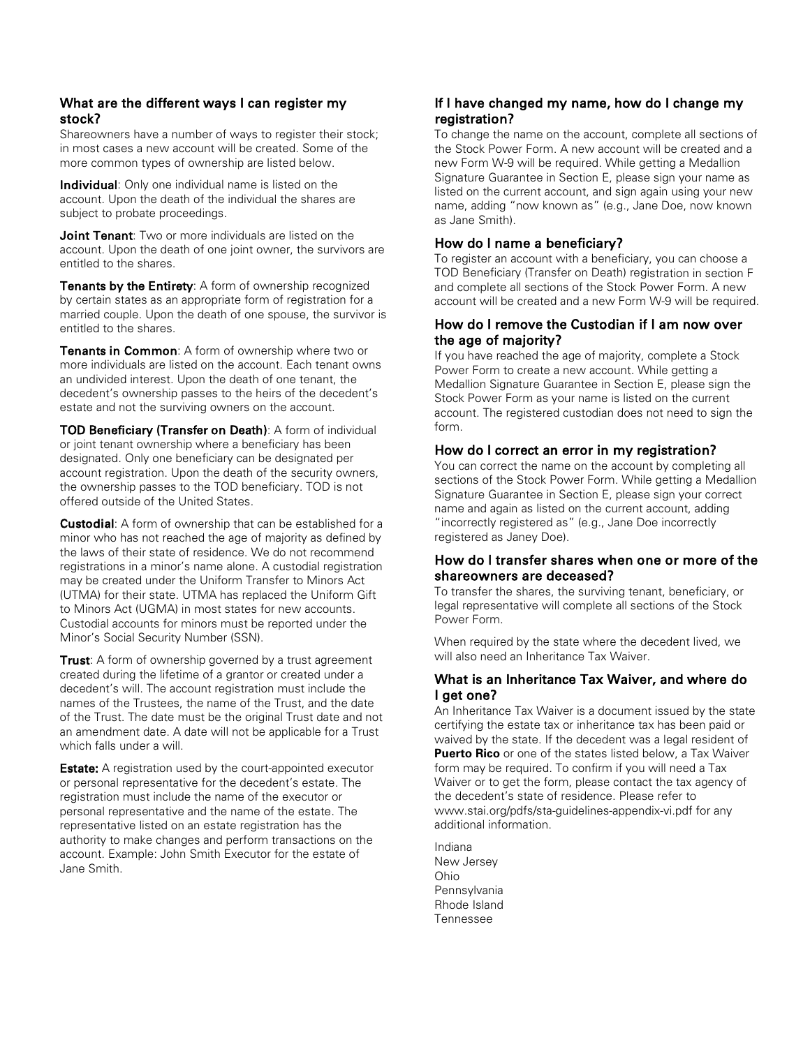## What are the different ways I can register my stock?

Shareowners have a number of ways to register their stock; in most cases a new account will be created. Some of the more common types of ownership are listed below.

**Individual**: Only one individual name is listed on the account. Upon the death of the individual the shares are subject to probate proceedings.

**Joint Tenant**: Two or more individuals are listed on the account. Upon the death of one joint owner, the survivors are entitled to the shares.

**Tenants by the Entirety**: A form of ownership recognized by certain states as an appropriate form of registration for a married couple. Upon the death of one spouse, the survivor is entitled to the shares.

**Tenants in Common**: A form of ownership where two or more individuals are listed on the account. Each tenant owns an undivided interest. Upon the death of one tenant, the decedent's ownership passes to the heirs of the decedent's estate and not the surviving owners on the account.

**TOD Beneficiary (Transfer on Death)**: A form of individual or joint tenant ownership where a beneficiary has been designated. Only one beneficiary can be designated per account registration. Upon the death of the security owners, the ownership passes to the TOD beneficiary. TOD is not offered outside of the United States.

**Custodial**: A form of ownership that can be established for a minor who has not reached the age of majority as defined by the laws of their state of residence. We do not recommend registrations in a minor's name alone. A custodial registration may be created under the Uniform Transfer to Minors Act (UTMA) for their state. UTMA has replaced the Uniform Gift to Minors Act (UGMA) in most states for new accounts. Custodial accounts for minors must be reported under the Minor's Social Security Number (SSN).

**Trust**: A form of ownership governed by a trust agreement created during the lifetime of a grantor or created under a decedent's will. The account registration must include the names of the Trustees, the name of the Trust, and the date of the Trust. The date must be the original Trust date and not an amendment date. A date will not be applicable for a Trust which falls under a will.

**Estate:** A registration used by the court-appointed executor or personal representative for the decedent's estate. The registration must include the name of the executor or personal representative and the name of the estate. The representative listed on an estate registration has the authority to make changes and perform transactions on the account. Example: John Smith Executor for the estate of Jane Smith.

## If I have changed my name, how do I change my registration?

To change the name on the account, complete all sections of the Stock Power Form. A new account will be created and a new Form W-9 will be required. While getting a Medallion Signature Guarantee in Section E, please sign your name as listed on the current account, and sign again using your new name, adding "now known as" (e.g., Jane Doe, now known as Jane Smith).

## How do I name a beneficiary?

To register an account with a beneficiary, you can choose a TOD Beneficiary (Transfer on Death) registration in section F and complete all sections of the Stock Power Form. A new account will be created and a new Form W-9 will be required.

## How do I remove the Custodian if I am now over the age of majority?

If you have reached the age of majority, complete a Stock Power Form to create a new account. While getting a Medallion Signature Guarantee in Section E, please sign the Stock Power Form as your name is listed on the current account. The registered custodian does not need to sign the form.

## How do I correct an error in my registration?

You can correct the name on the account by completing all sections of the Stock Power Form. While getting a Medallion Signature Guarantee in Section E, please sign your correct name and again as listed on the current account, adding "incorrectly registered as" (e.g., Jane Doe incorrectly registered as Janey Doe).

## How do I transfer shares when one or more of the shareowners are deceased?

To transfer the shares, the surviving tenant, beneficiary, or legal representative will complete all sections of the Stock Power Form.

When required by the state where the decedent lived, we will also need an Inheritance Tax Waiver.

## What is an Inheritance Tax Waiver, and where do I get one?

An Inheritance Tax Waiver is a document issued by the state certifying the estate tax or inheritance tax has been paid or waived by the state. If the decedent was a legal resident of **Puerto Rico** or one of the states listed below, a Tax Waiver form may be required. To confirm if you will need a Tax Waiver or to get the form, please contact the tax agency of the decedent's state of residence. Please refer to www.stai.org/pdfs/sta-guidelines-appendix-vi.pdf for any additional information.

Indiana
New Jersey
Ohio
Pennsylvania
Rhode Island
Tennessee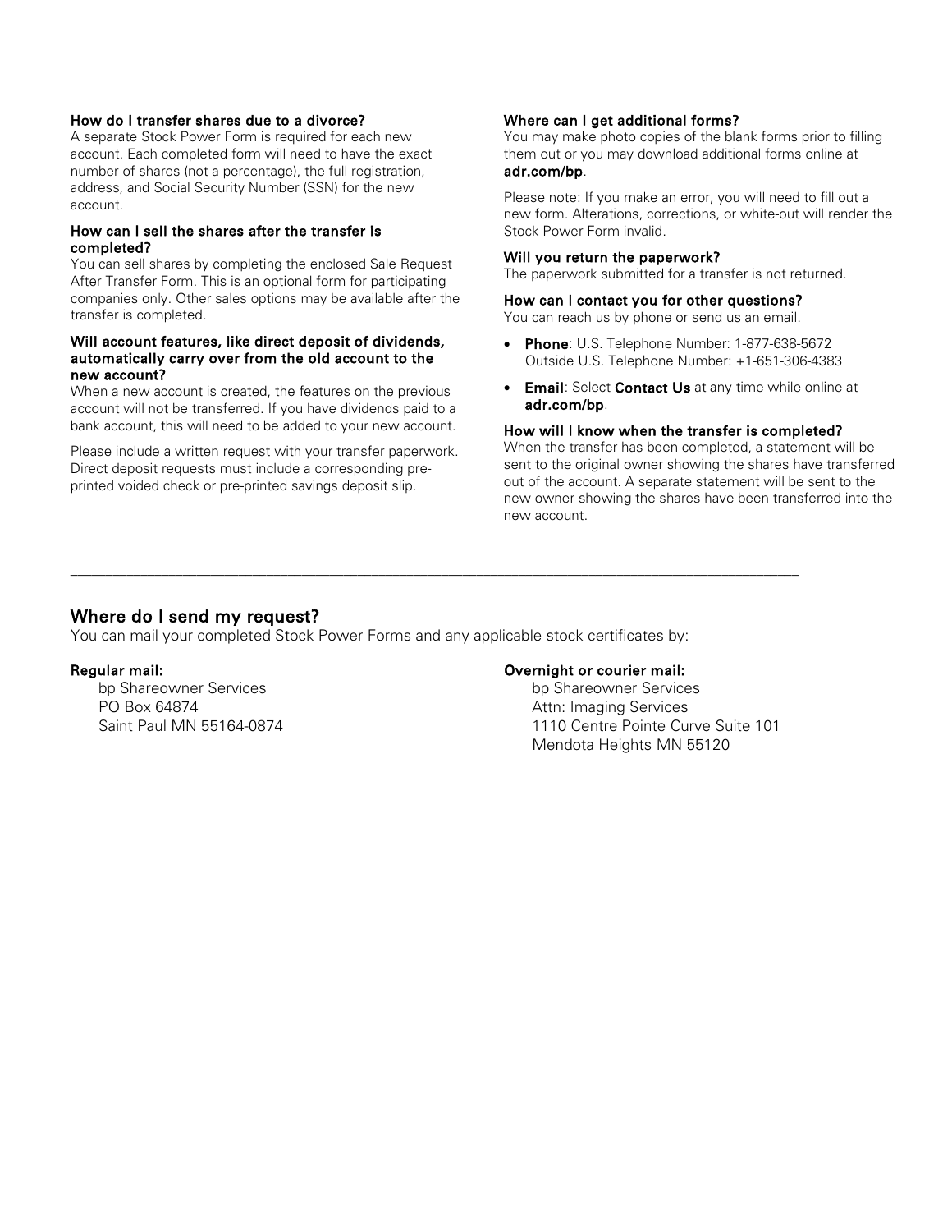### How do I transfer shares due to a divorce?

A separate Stock Power Form is required for each new account. Each completed form will need to have the exact number of shares (not a percentage), the full registration, address, and Social Security Number (SSN) for the new account.

### How can I sell the shares after the transfer is completed?

You can sell shares by completing the enclosed Sale Request After Transfer Form. This is an optional form for participating companies only. Other sales options may be available after the transfer is completed.

### Will account features, like direct deposit of dividends, automatically carry over from the old account to the new account?

When a new account is created, the features on the previous account will not be transferred. If you have dividends paid to a bank account, this will need to be added to your new account.

Please include a written request with your transfer paperwork. Direct deposit requests must include a corresponding pre-printed voided check or pre-printed savings deposit slip.

### Where can I get additional forms?

You may make photo copies of the blank forms prior to filling them out or you may download additional forms online at **adr.com/bp**.

Please note: If you make an error, you will need to fill out a new form. Alterations, corrections, or white-out will render the Stock Power Form invalid.

### Will you return the paperwork?

The paperwork submitted for a transfer is not returned.

### How can I contact you for other questions?

You can reach us by phone or send us an email.

- **Phone**: U.S. Telephone Number: 1-877-638-5672
  Outside U.S. Telephone Number: +1-651-306-4383
- **Email**: Select **Contact Us** at any time while online at **adr.com/bp**.

### How will I know when the transfer is completed?

When the transfer has been completed, a statement will be sent to the original owner showing the shares have transferred out of the account. A separate statement will be sent to the new owner showing the shares have been transferred into the new account.

---

## Where do I send my request?

You can mail your completed Stock Power Forms and any applicable stock certificates by:

**Regular mail:**

bp Shareowner Services
PO Box 64874
Saint Paul MN 55164-0874

**Overnight or courier mail:**

bp Shareowner Services
Attn: Imaging Services
1110 Centre Pointe Curve Suite 101
Mendota Heights MN 55120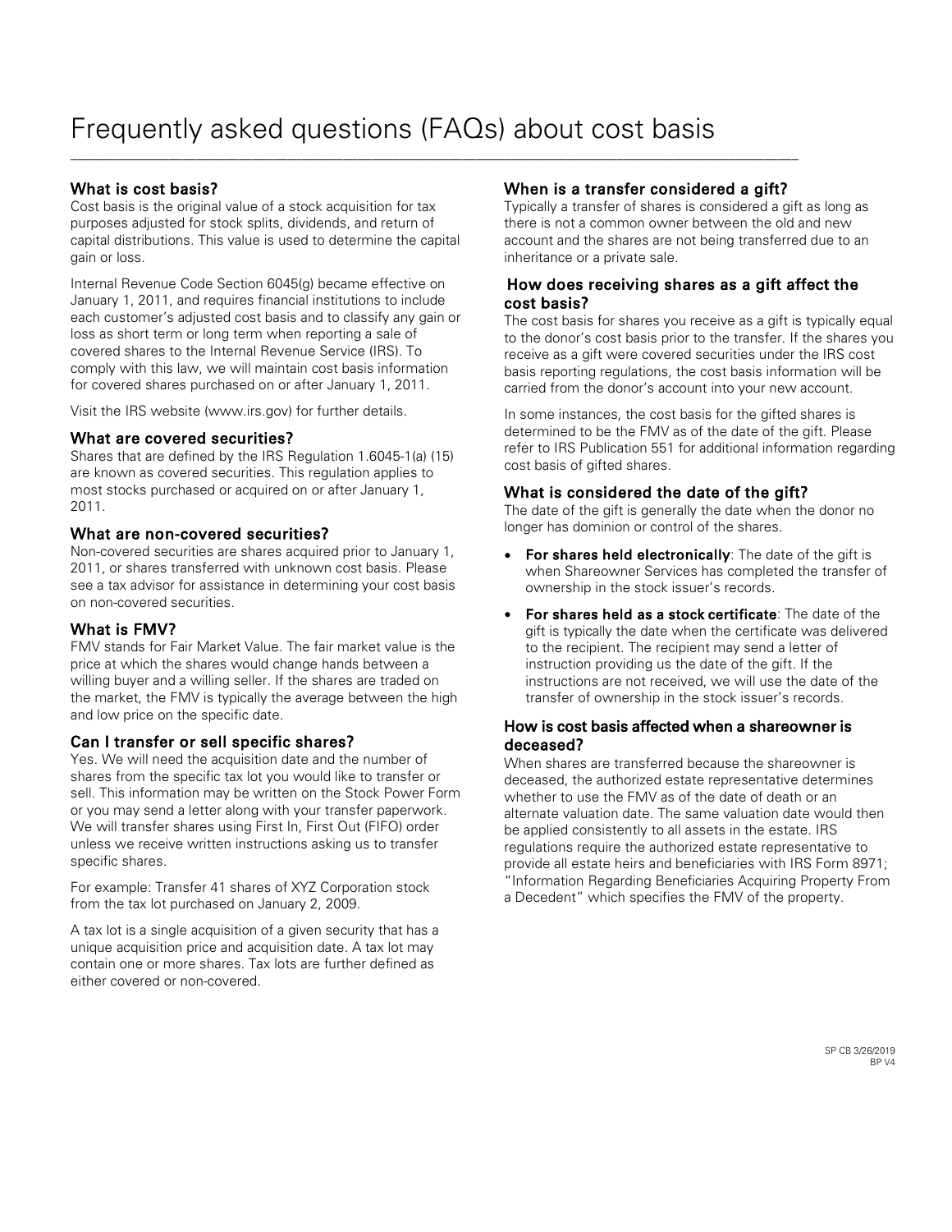# Frequently asked questions (FAQs) about cost basis

## What is cost basis?

Cost basis is the original value of a stock acquisition for tax purposes adjusted for stock splits, dividends, and return of capital distributions. This value is used to determine the capital gain or loss.

Internal Revenue Code Section 6045(g) became effective on January 1, 2011, and requires financial institutions to include each customer's adjusted cost basis and to classify any gain or loss as short term or long term when reporting a sale of covered shares to the Internal Revenue Service (IRS). To comply with this law, we will maintain cost basis information for covered shares purchased on or after January 1, 2011.

Visit the IRS website (www.irs.gov) for further details.

## What are covered securities?

Shares that are defined by the IRS Regulation 1.6045-1(a) (15) are known as covered securities. This regulation applies to most stocks purchased or acquired on or after January 1, 2011.

## What are non-covered securities?

Non-covered securities are shares acquired prior to January 1, 2011, or shares transferred with unknown cost basis. Please see a tax advisor for assistance in determining your cost basis on non-covered securities.

## What is FMV?

FMV stands for Fair Market Value. The fair market value is the price at which the shares would change hands between a willing buyer and a willing seller. If the shares are traded on the market, the FMV is typically the average between the high and low price on the specific date.

## Can I transfer or sell specific shares?

Yes. We will need the acquisition date and the number of shares from the specific tax lot you would like to transfer or sell. This information may be written on the Stock Power Form or you may send a letter along with your transfer paperwork. We will transfer shares using First In, First Out (FIFO) order unless we receive written instructions asking us to transfer specific shares.

For example: Transfer 41 shares of XYZ Corporation stock from the tax lot purchased on January 2, 2009.

A tax lot is a single acquisition of a given security that has a unique acquisition price and acquisition date. A tax lot may contain one or more shares. Tax lots are further defined as either covered or non-covered.

## When is a transfer considered a gift?

Typically a transfer of shares is considered a gift as long as there is not a common owner between the old and new account and the shares are not being transferred due to an inheritance or a private sale.

## How does receiving shares as a gift affect the cost basis?

The cost basis for shares you receive as a gift is typically equal to the donor's cost basis prior to the transfer. If the shares you receive as a gift were covered securities under the IRS cost basis reporting regulations, the cost basis information will be carried from the donor's account into your new account.

In some instances, the cost basis for the gifted shares is determined to be the FMV as of the date of the gift. Please refer to IRS Publication 551 for additional information regarding cost basis of gifted shares.

## What is considered the date of the gift?

The date of the gift is generally the date when the donor no longer has dominion or control of the shares.

- **For shares held electronically**: The date of the gift is when Shareowner Services has completed the transfer of ownership in the stock issuer's records.
- **For shares held as a stock certificate**: The date of the gift is typically the date when the certificate was delivered to the recipient. The recipient may send a letter of instruction providing us the date of the gift. If the instructions are not received, we will use the date of the transfer of ownership in the stock issuer's records.

## How is cost basis affected when a shareowner is deceased?

When shares are transferred because the shareowner is deceased, the authorized estate representative determines whether to use the FMV as of the date of death or an alternate valuation date. The same valuation date would then be applied consistently to all assets in the estate. IRS regulations require the authorized estate representative to provide all estate heirs and beneficiaries with IRS Form 8971; "Information Regarding Beneficiaries Acquiring Property From a Decedent" which specifies the FMV of the property.

SP CB 3/26/2019
BP V4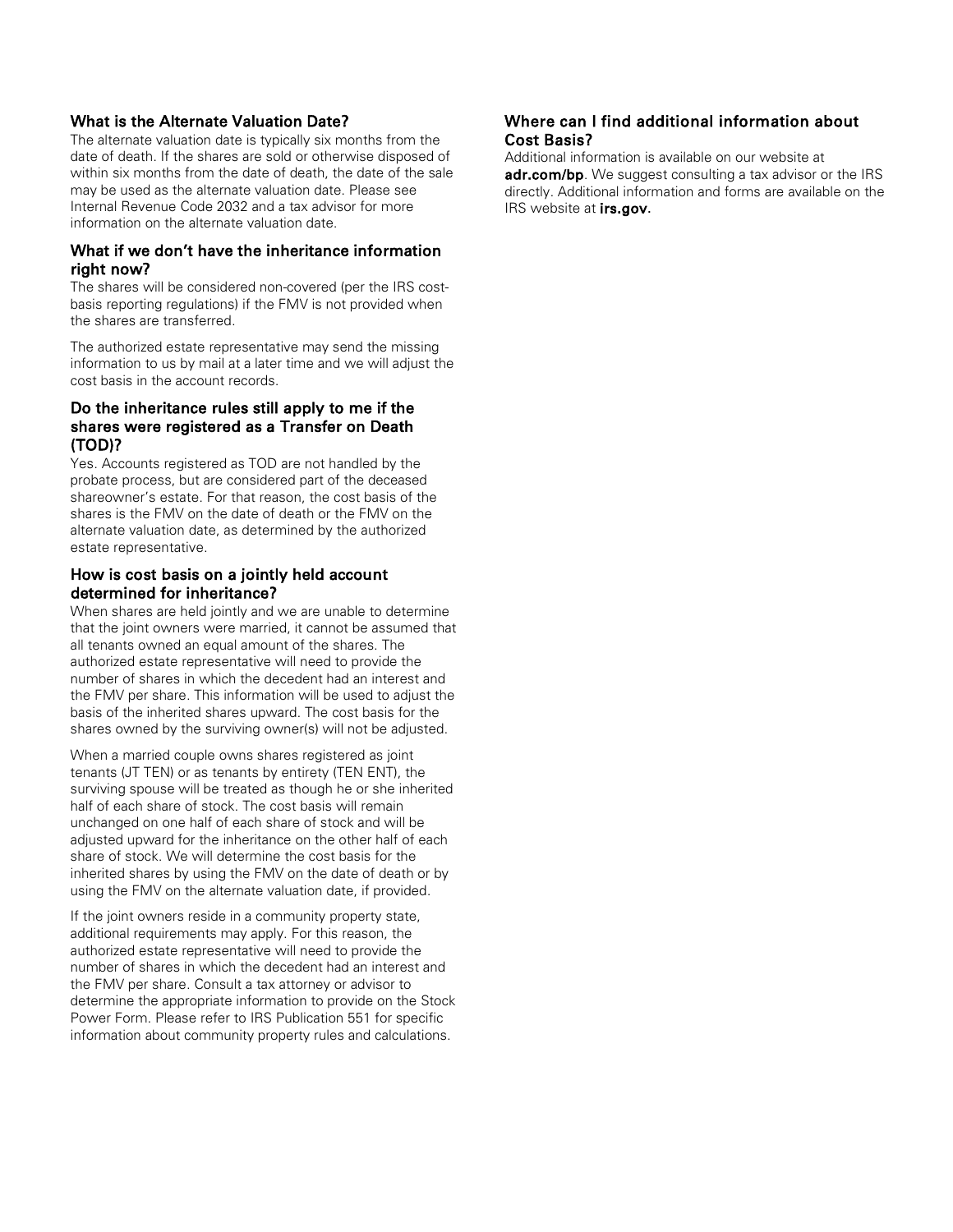### What is the Alternate Valuation Date?

The alternate valuation date is typically six months from the date of death. If the shares are sold or otherwise disposed of within six months from the date of death, the date of the sale may be used as the alternate valuation date. Please see Internal Revenue Code 2032 and a tax advisor for more information on the alternate valuation date.

### What if we don't have the inheritance information right now?

The shares will be considered non-covered (per the IRS cost-basis reporting regulations) if the FMV is not provided when the shares are transferred.

The authorized estate representative may send the missing information to us by mail at a later time and we will adjust the cost basis in the account records.

### Do the inheritance rules still apply to me if the shares were registered as a Transfer on Death (TOD)?

Yes. Accounts registered as TOD are not handled by the probate process, but are considered part of the deceased shareowner's estate. For that reason, the cost basis of the shares is the FMV on the date of death or the FMV on the alternate valuation date, as determined by the authorized estate representative.

### How is cost basis on a jointly held account determined for inheritance?

When shares are held jointly and we are unable to determine that the joint owners were married, it cannot be assumed that all tenants owned an equal amount of the shares. The authorized estate representative will need to provide the number of shares in which the decedent had an interest and the FMV per share. This information will be used to adjust the basis of the inherited shares upward. The cost basis for the shares owned by the surviving owner(s) will not be adjusted.

When a married couple owns shares registered as joint tenants (JT TEN) or as tenants by entirety (TEN ENT), the surviving spouse will be treated as though he or she inherited half of each share of stock. The cost basis will remain unchanged on one half of each share of stock and will be adjusted upward for the inheritance on the other half of each share of stock. We will determine the cost basis for the inherited shares by using the FMV on the date of death or by using the FMV on the alternate valuation date, if provided.

If the joint owners reside in a community property state, additional requirements may apply. For this reason, the authorized estate representative will need to provide the number of shares in which the decedent had an interest and the FMV per share. Consult a tax attorney or advisor to determine the appropriate information to provide on the Stock Power Form. Please refer to IRS Publication 551 for specific information about community property rules and calculations.

### Where can I find additional information about Cost Basis?

Additional information is available on our website at **adr.com/bp**. We suggest consulting a tax advisor or the IRS directly. Additional information and forms are available on the IRS website at **irs.gov.**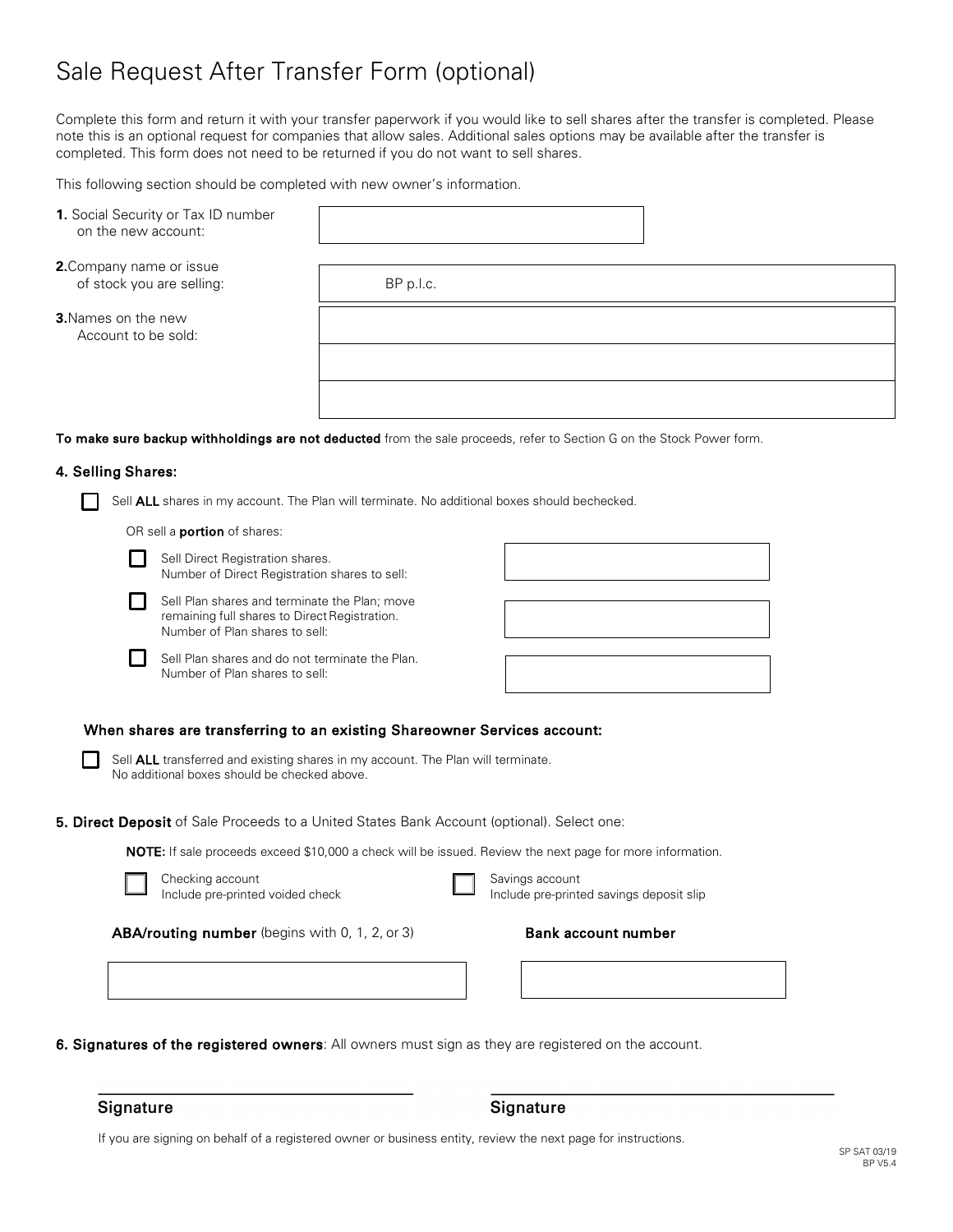# Sale Request After Transfer Form (optional)

Complete this form and return it with your transfer paperwork if you would like to sell shares after the transfer is completed. Please note this is an optional request for companies that allow sales. Additional sales options may be available after the transfer is completed. This form does not need to be returned if you do not want to sell shares.

This following section should be completed with new owner's information.

**1.** Social Security or Tax ID number on the new account: ____________________

**2.** Company name or issue of stock you are selling: BP p.l.c.

**3.** Names on the new Account to be sold:

____________________

____________________

____________________

**To make sure backup withholdings are not deducted** from the sale proceeds, refer to Section G on the Stock Power form.

### 4. Selling Shares:

☐ Sell **ALL** shares in my account. The Plan will terminate. No additional boxes should bechecked.

OR sell a **portion** of shares:

☐ Sell Direct Registration shares.
Number of Direct Registration shares to sell: ____________________

☐ Sell Plan shares and terminate the Plan; move remaining full shares to Direct Registration.
Number of Plan shares to sell: ____________________

☐ Sell Plan shares and do not terminate the Plan.
Number of Plan shares to sell: ____________________

**When shares are transferring to an existing Shareowner Services account:**

☐ Sell **ALL** transferred and existing shares in my account. The Plan will terminate.
No additional boxes should be checked above.

**5. Direct Deposit** of Sale Proceeds to a United States Bank Account (optional). Select one:

**NOTE:** If sale proceeds exceed $10,000 a check will be issued. Review the next page for more information.

☐ Checking account
Include pre-printed voided check

☐ Savings account
Include pre-printed savings deposit slip

**ABA/routing number** (begins with 0, 1, 2, or 3): ____________________

**Bank account number**: ____________________

**6. Signatures of the registered owners**: All owners must sign as they are registered on the account.

____________________
Signature

____________________
Signature

If you are signing on behalf of a registered owner or business entity, review the next page for instructions.

SP SAT 03/19
BP V5.4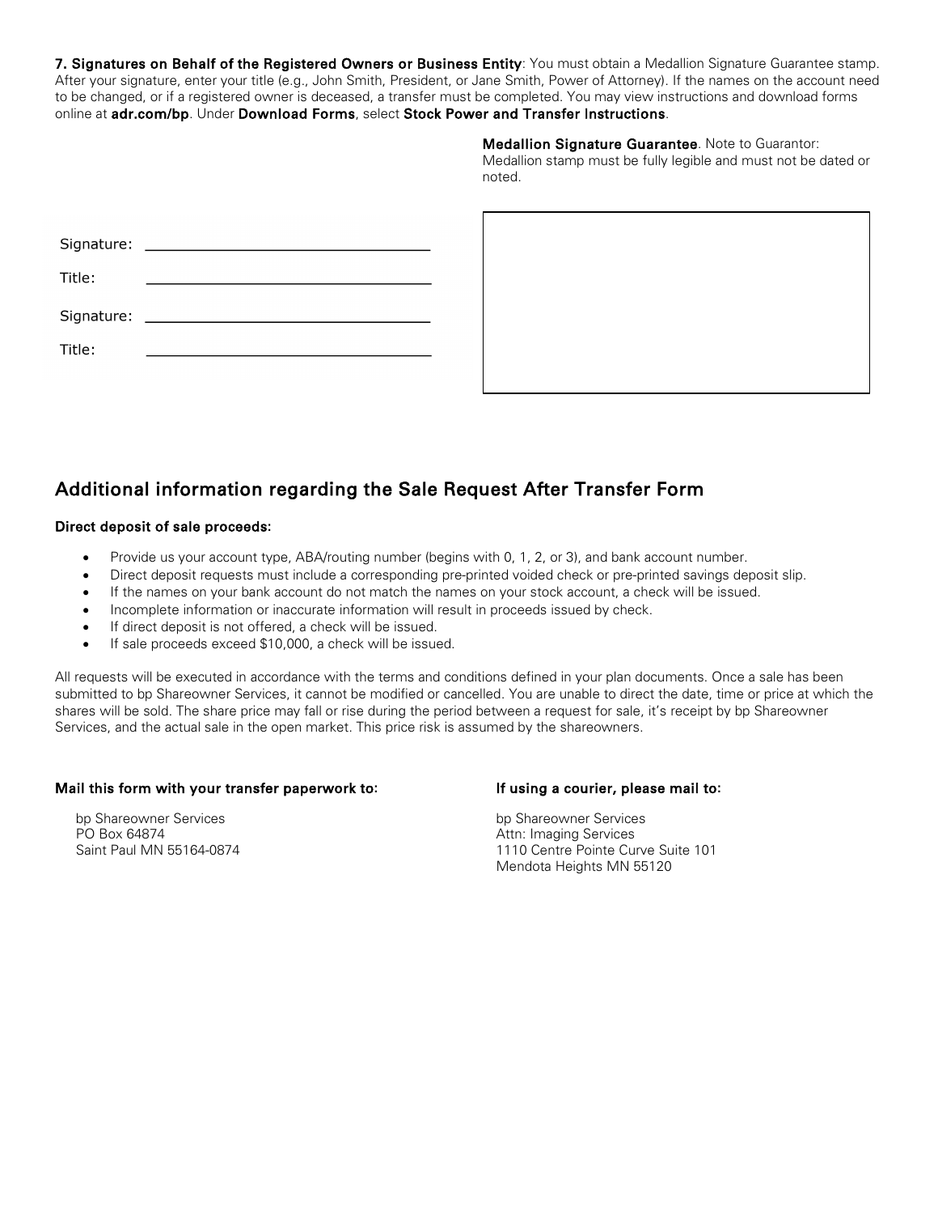**7. Signatures on Behalf of the Registered Owners or Business Entity**: You must obtain a Medallion Signature Guarantee stamp. After your signature, enter your title (e.g., John Smith, President, or Jane Smith, Power of Attorney). If the names on the account need to be changed, or if a registered owner is deceased, a transfer must be completed. You may view instructions and download forms online at **adr.com/bp**. Under **Download Forms**, select **Stock Power and Transfer Instructions**.

**Medallion Signature Guarantee**. Note to Guarantor: Medallion stamp must be fully legible and must not be dated or noted.

Signature: ______________________________

Title: ______________________________

Signature: ______________________________

Title: ______________________________

## Additional information regarding the Sale Request After Transfer Form

**Direct deposit of sale proceeds:**

- Provide us your account type, ABA/routing number (begins with 0, 1, 2, or 3), and bank account number.
- Direct deposit requests must include a corresponding pre-printed voided check or pre-printed savings deposit slip.
- If the names on your bank account do not match the names on your stock account, a check will be issued.
- Incomplete information or inaccurate information will result in proceeds issued by check.
- If direct deposit is not offered, a check will be issued.
- If sale proceeds exceed $10,000, a check will be issued.

All requests will be executed in accordance with the terms and conditions defined in your plan documents. Once a sale has been submitted to bp Shareowner Services, it cannot be modified or cancelled. You are unable to direct the date, time or price at which the shares will be sold. The share price may fall or rise during the period between a request for sale, it's receipt by bp Shareowner Services, and the actual sale in the open market. This price risk is assumed by the shareowners.

**Mail this form with your transfer paperwork to:**

bp Shareowner Services
PO Box 64874
Saint Paul MN 55164-0874

**If using a courier, please mail to:**

bp Shareowner Services
Attn: Imaging Services
1110 Centre Pointe Curve Suite 101
Mendota Heights MN 55120